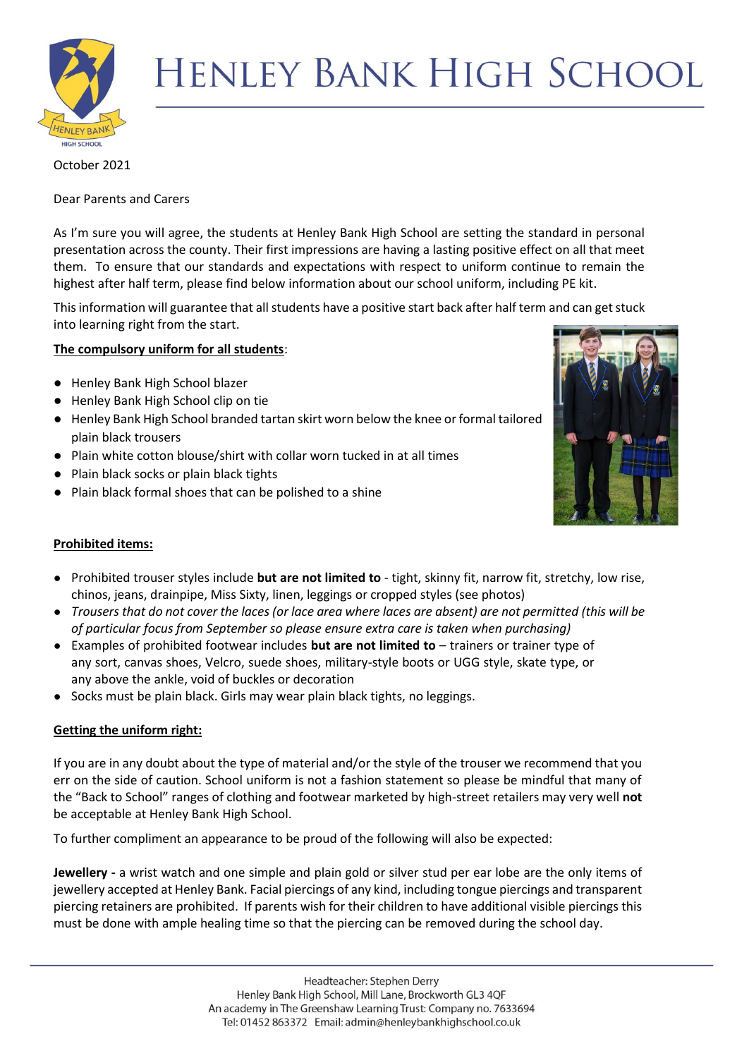# Henley Bank High School

October 2021

Dear Parents and Carers

As I'm sure you will agree, the students at Henley Bank High School are setting the standard in personal presentation across the county. Their first impressions are having a lasting positive effect on all that meet them. To ensure that our standards and expectations with respect to uniform continue to remain the highest after half term, please find below information about our school uniform, including PE kit.

This information will guarantee that all students have a positive start back after half term and can get stuck into learning right from the start.

**The compulsory uniform for all students**:

- Henley Bank High School blazer
- Henley Bank High School clip on tie
- Henley Bank High School branded tartan skirt worn below the knee or formal tailored plain black trousers
- Plain white cotton blouse/shirt with collar worn tucked in at all times
- Plain black socks or plain black tights
- Plain black formal shoes that can be polished to a shine

**Prohibited items:**

- Prohibited trouser styles include **but are not limited to** - tight, skinny fit, narrow fit, stretchy, low rise, chinos, jeans, drainpipe, Miss Sixty, linen, leggings or cropped styles (see photos)
- *Trousers that do not cover the laces (or lace area where laces are absent) are not permitted (this will be of particular focus from September so please ensure extra care is taken when purchasing)*
- Examples of prohibited footwear includes **but are not limited to** – trainers or trainer type of any sort, canvas shoes, Velcro, suede shoes, military-style boots or UGG style, skate type, or any above the ankle, void of buckles or decoration
- Socks must be plain black. Girls may wear plain black tights, no leggings.

**Getting the uniform right:**

If you are in any doubt about the type of material and/or the style of the trouser we recommend that you err on the side of caution. School uniform is not a fashion statement so please be mindful that many of the "Back to School" ranges of clothing and footwear marketed by high-street retailers may very well **not** be acceptable at Henley Bank High School.

To further compliment an appearance to be proud of the following will also be expected:

**Jewellery -** a wrist watch and one simple and plain gold or silver stud per ear lobe are the only items of jewellery accepted at Henley Bank. Facial piercings of any kind, including tongue piercings and transparent piercing retainers are prohibited. If parents wish for their children to have additional visible piercings this must be done with ample healing time so that the piercing can be removed during the school day.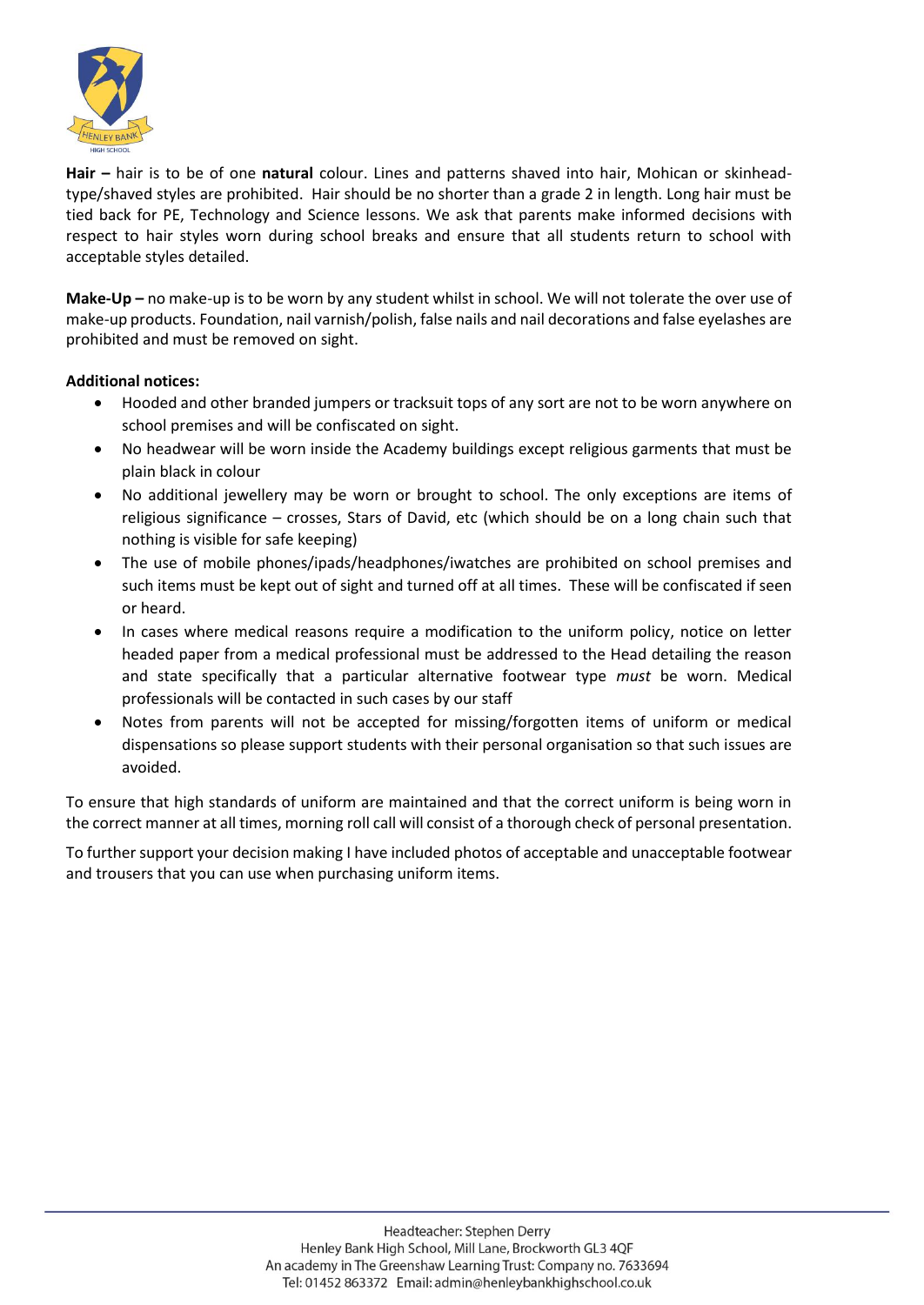**Hair –** hair is to be of one **natural** colour. Lines and patterns shaved into hair, Mohican or skinhead-type/shaved styles are prohibited. Hair should be no shorter than a grade 2 in length. Long hair must be tied back for PE, Technology and Science lessons. We ask that parents make informed decisions with respect to hair styles worn during school breaks and ensure that all students return to school with acceptable styles detailed.

**Make-Up –** no make-up is to be worn by any student whilst in school. We will not tolerate the over use of make-up products. Foundation, nail varnish/polish, false nails and nail decorations and false eyelashes are prohibited and must be removed on sight.

**Additional notices:**

- Hooded and other branded jumpers or tracksuit tops of any sort are not to be worn anywhere on school premises and will be confiscated on sight.
- No headwear will be worn inside the Academy buildings except religious garments that must be plain black in colour
- No additional jewellery may be worn or brought to school. The only exceptions are items of religious significance – crosses, Stars of David, etc (which should be on a long chain such that nothing is visible for safe keeping)
- The use of mobile phones/ipads/headphones/iwatches are prohibited on school premises and such items must be kept out of sight and turned off at all times. These will be confiscated if seen or heard.
- In cases where medical reasons require a modification to the uniform policy, notice on letter headed paper from a medical professional must be addressed to the Head detailing the reason and state specifically that a particular alternative footwear type *must* be worn. Medical professionals will be contacted in such cases by our staff
- Notes from parents will not be accepted for missing/forgotten items of uniform or medical dispensations so please support students with their personal organisation so that such issues are avoided.

To ensure that high standards of uniform are maintained and that the correct uniform is being worn in the correct manner at all times, morning roll call will consist of a thorough check of personal presentation.

To further support your decision making I have included photos of acceptable and unacceptable footwear and trousers that you can use when purchasing uniform items.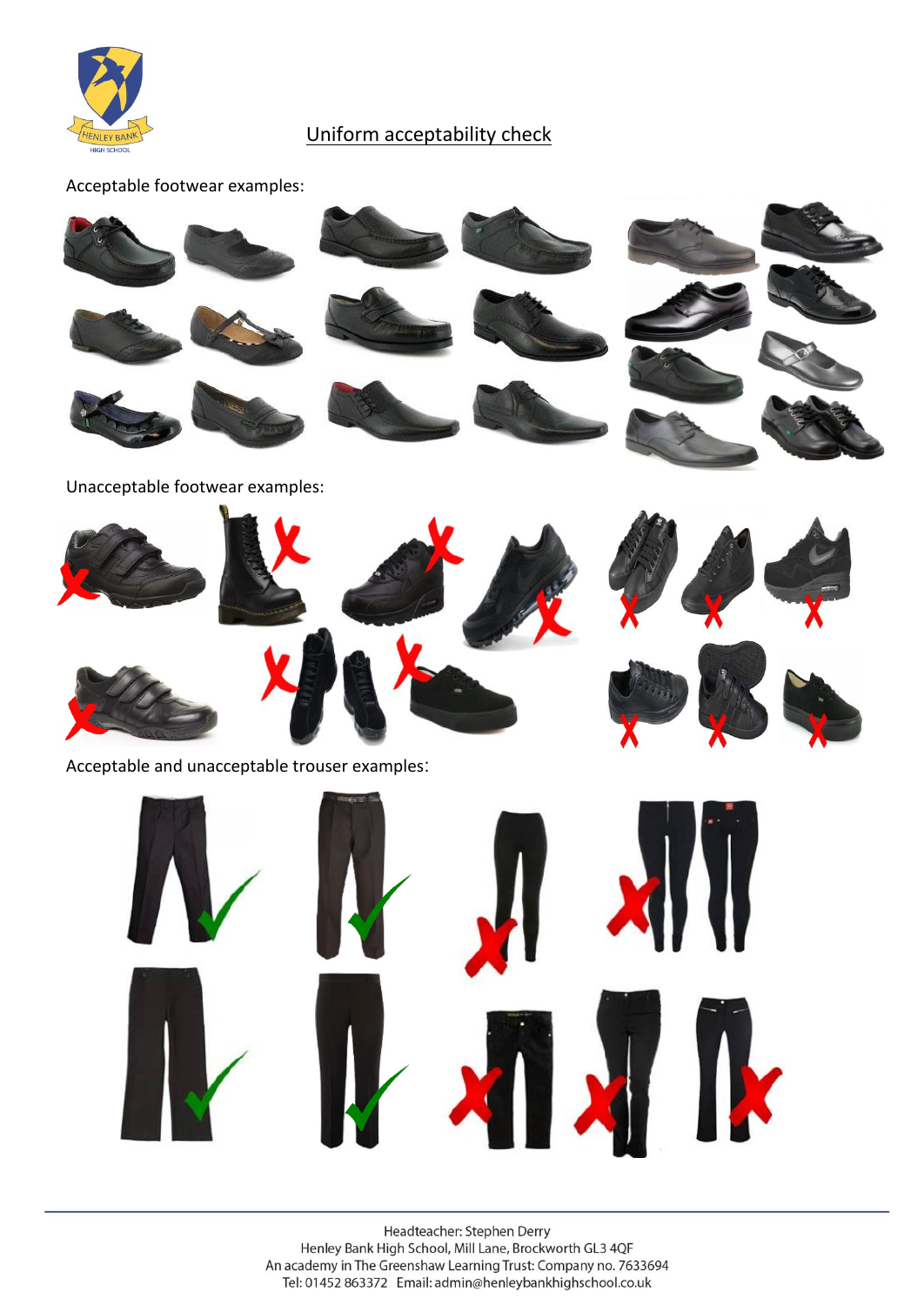## Uniform acceptability check

Acceptable footwear examples:

Unacceptable footwear examples:

Acceptable and unacceptable trouser examples: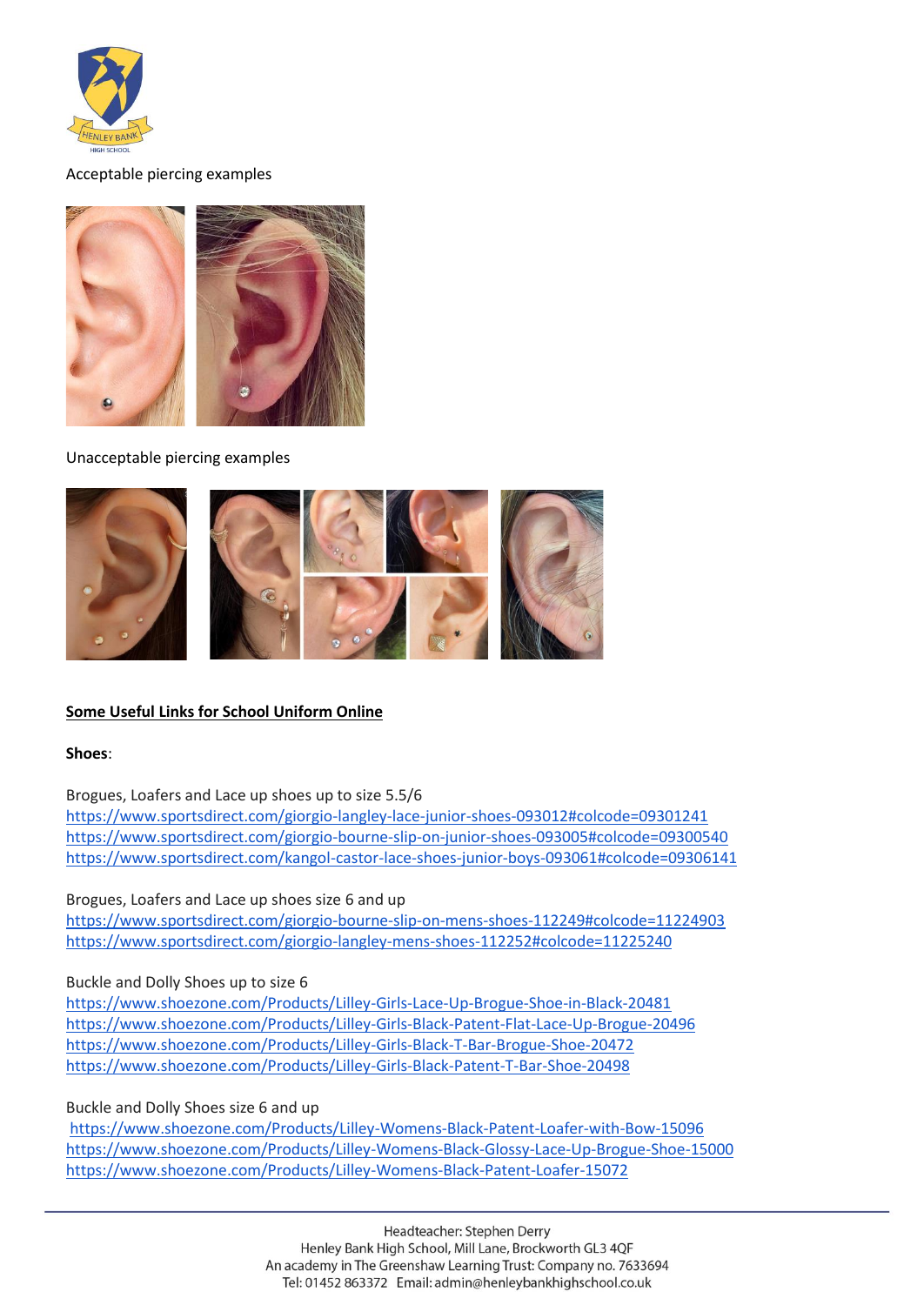Acceptable piercing examples

Unacceptable piercing examples

**Some Useful Links for School Uniform Online**

**Shoes**:

Brogues, Loafers and Lace up shoes up to size 5.5/6
https://www.sportsdirect.com/giorgio-langley-lace-junior-shoes-093012#colcode=09301241
https://www.sportsdirect.com/giorgio-bourne-slip-on-junior-shoes-093005#colcode=09300540
https://www.sportsdirect.com/kangol-castor-lace-shoes-junior-boys-093061#colcode=09306141

Brogues, Loafers and Lace up shoes size 6 and up
https://www.sportsdirect.com/giorgio-bourne-slip-on-mens-shoes-112249#colcode=11224903
https://www.sportsdirect.com/giorgio-langley-mens-shoes-112252#colcode=11225240

Buckle and Dolly Shoes up to size 6
https://www.shoezone.com/Products/Lilley-Girls-Lace-Up-Brogue-Shoe-in-Black-20481
https://www.shoezone.com/Products/Lilley-Girls-Black-Patent-Flat-Lace-Up-Brogue-20496
https://www.shoezone.com/Products/Lilley-Girls-Black-T-Bar-Brogue-Shoe-20472
https://www.shoezone.com/Products/Lilley-Girls-Black-Patent-T-Bar-Shoe-20498

Buckle and Dolly Shoes size 6 and up
https://www.shoezone.com/Products/Lilley-Womens-Black-Patent-Loafer-with-Bow-15096
https://www.shoezone.com/Products/Lilley-Womens-Black-Glossy-Lace-Up-Brogue-Shoe-15000
https://www.shoezone.com/Products/Lilley-Womens-Black-Patent-Loafer-15072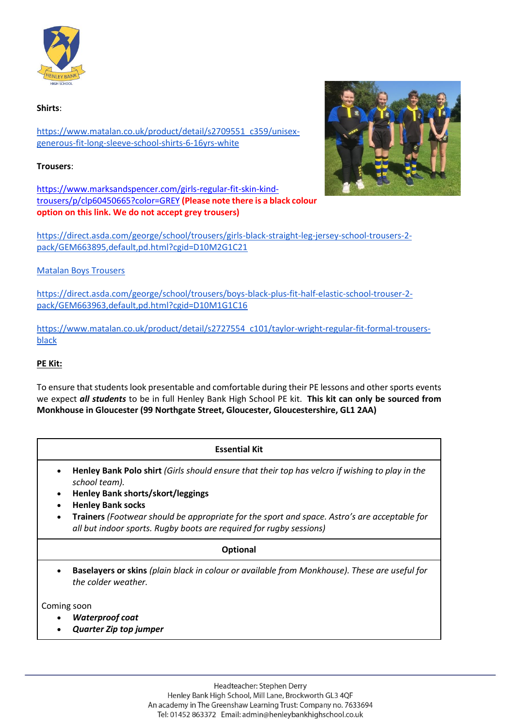**Shirts**:

https://www.matalan.co.uk/product/detail/s2709551_c359/unisex-generous-fit-long-sleeve-school-shirts-6-16yrs-white

**Trousers**:

https://www.marksandspencer.com/girls-regular-fit-skin-kind-trousers/p/clp60450665?color=GREY **(Please note there is a black colour option on this link. We do not accept grey trousers)**

https://direct.asda.com/george/school/trousers/girls-black-straight-leg-jersey-school-trousers-2-pack/GEM663895,default,pd.html?cgid=D10M2G1C21

Matalan Boys Trousers

https://direct.asda.com/george/school/trousers/boys-black-plus-fit-half-elastic-school-trouser-2-pack/GEM663963,default,pd.html?cgid=D10M1G1C16

https://www.matalan.co.uk/product/detail/s2727554_c101/taylor-wright-regular-fit-formal-trousers-black

**PE Kit:**

To ensure that students look presentable and comfortable during their PE lessons and other sports events we expect ***all students*** to be in full Henley Bank High School PE kit. **This kit can only be sourced from Monkhouse in Gloucester (99 Northgate Street, Gloucester, Gloucestershire, GL1 2AA)**

| **Essential Kit** |
| --- |
| • **Henley Bank Polo shirt** *(Girls should ensure that their top has velcro if wishing to play in the school team).*<br>• **Henley Bank shorts/skort/leggings**<br>• **Henley Bank socks**<br>• **Trainers** *(Footwear should be appropriate for the sport and space. Astro's are acceptable for all but indoor sports. Rugby boots are required for rugby sessions)* |
| **Optional** |
| • **Baselayers or skins** *(plain black in colour or available from Monkhouse). These are useful for the colder weather.*<br><br>Coming soon<br>• ***Waterproof coat***<br>• ***Quarter Zip top jumper*** |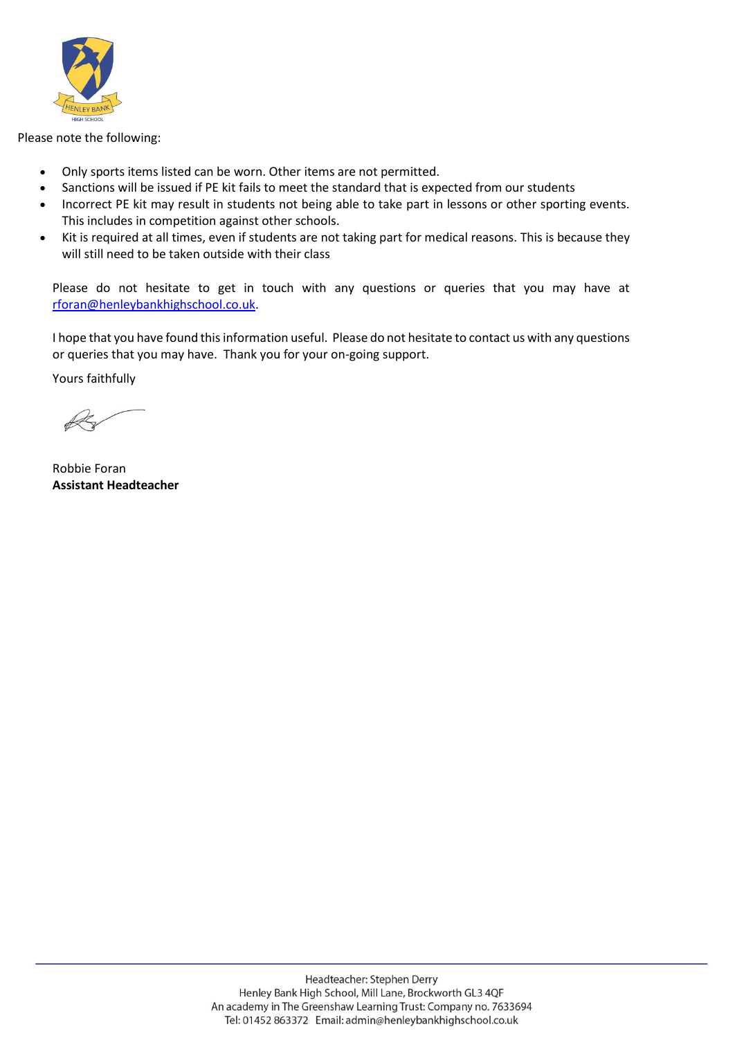Please note the following:

- Only sports items listed can be worn. Other items are not permitted.
- Sanctions will be issued if PE kit fails to meet the standard that is expected from our students
- Incorrect PE kit may result in students not being able to take part in lessons or other sporting events. This includes in competition against other schools.
- Kit is required at all times, even if students are not taking part for medical reasons. This is because they will still need to be taken outside with their class

Please do not hesitate to get in touch with any questions or queries that you may have at rforan@henleybankhighschool.co.uk.

I hope that you have found this information useful. Please do not hesitate to contact us with any questions or queries that you may have. Thank you for your on-going support.

Yours faithfully

Robbie Foran
**Assistant Headteacher**

Headteacher: Stephen Derry
Henley Bank High School, Mill Lane, Brockworth GL3 4QF
An academy in The Greenshaw Learning Trust: Company no. 7633694
Tel: 01452 863372 Email: admin@henleybankhighschool.co.uk